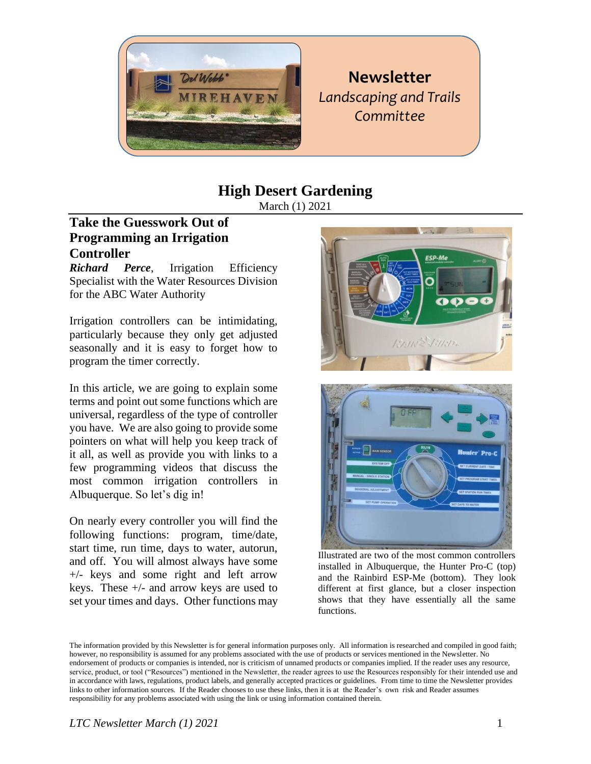# Newsletter

*Landscaping and Trails Committee*

## High Desert Gardening

March (1) 2021

### Take the Guesswork Out of Programming an Irrigation Controller

***Richard Perce***, Irrigation Efficiency Specialist with the Water Resources Division for the ABC Water Authority

Irrigation controllers can be intimidating, particularly because they only get adjusted seasonally and it is easy to forget how to program the timer correctly.

In this article, we are going to explain some terms and point out some functions which are universal, regardless of the type of controller you have. We are also going to provide some pointers on what will help you keep track of it all, as well as provide you with links to a few programming videos that discuss the most common irrigation controllers in Albuquerque. So let's dig in!

On nearly every controller you will find the following functions: program, time/date, start time, run time, days to water, autorun, and off. You will almost always have some +/- keys and some right and left arrow keys. These +/- and arrow keys are used to set your times and days. Other functions may

Illustrated are two of the most common controllers installed in Albuquerque, the Hunter Pro-C (top) and the Rainbird ESP-Me (bottom). They look different at first glance, but a closer inspection shows that they have essentially all the same functions.

The information provided by this Newsletter is for general information purposes only. All information is researched and compiled in good faith; however, no responsibility is assumed for any problems associated with the use of products or services mentioned in the Newsletter. No endorsement of products or companies is intended, nor is criticism of unnamed products or companies implied. If the reader uses any resource, service, product, or tool ("Resources") mentioned in the Newsletter, the reader agrees to use the Resources responsibly for their intended use and in accordance with laws, regulations, product labels, and generally accepted practices or guidelines. From time to time the Newsletter provides links to other information sources. If the Reader chooses to use these links, then it is at the Reader's own risk and Reader assumes responsibility for any problems associated with using the link or using information contained therein.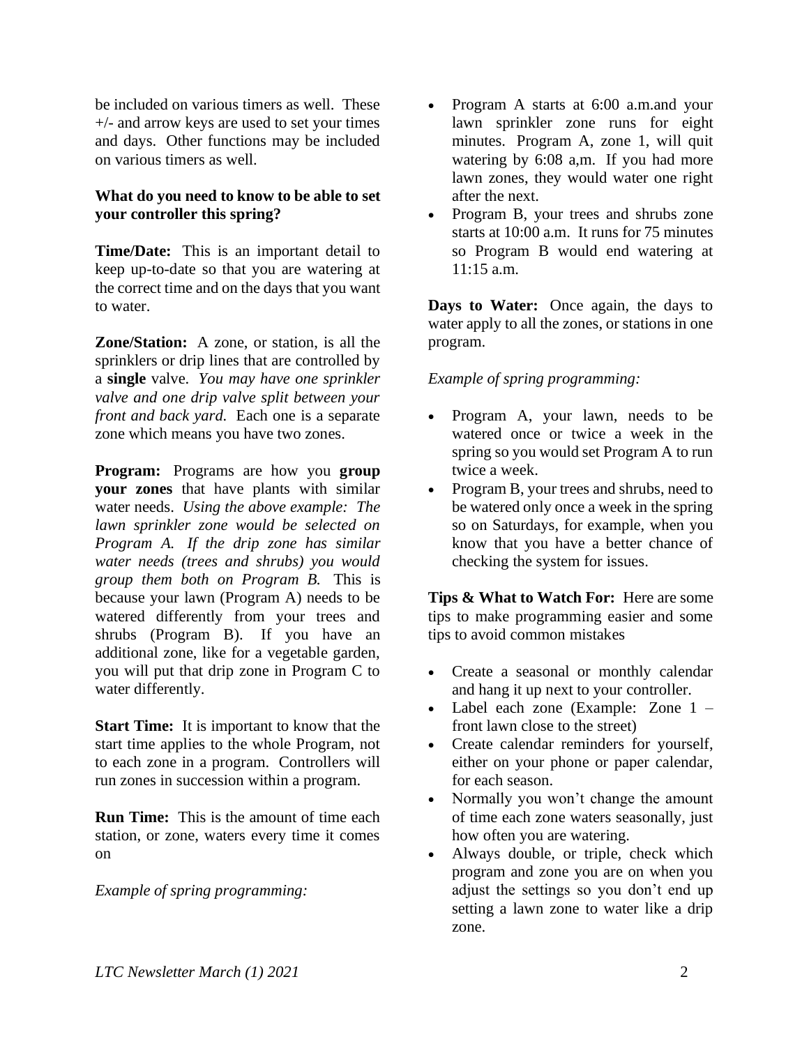be included on various timers as well. These +/- and arrow keys are used to set your times and days. Other functions may be included on various timers as well.

**What do you need to know to be able to set your controller this spring?**

**Time/Date:** This is an important detail to keep up-to-date so that you are watering at the correct time and on the days that you want to water.

**Zone/Station:** A zone, or station, is all the sprinklers or drip lines that are controlled by a **single** valve. *You may have one sprinkler valve and one drip valve split between your front and back yard.* Each one is a separate zone which means you have two zones.

**Program:** Programs are how you **group your zones** that have plants with similar water needs. *Using the above example: The lawn sprinkler zone would be selected on Program A. If the drip zone has similar water needs (trees and shrubs) you would group them both on Program B.* This is because your lawn (Program A) needs to be watered differently from your trees and shrubs (Program B). If you have an additional zone, like for a vegetable garden, you will put that drip zone in Program C to water differently.

**Start Time:** It is important to know that the start time applies to the whole Program, not to each zone in a program. Controllers will run zones in succession within a program.

**Run Time:** This is the amount of time each station, or zone, waters every time it comes on

*Example of spring programming:*

- Program A starts at 6:00 a.m.and your lawn sprinkler zone runs for eight minutes. Program A, zone 1, will quit watering by 6:08 a,m. If you had more lawn zones, they would water one right after the next.
- Program B, your trees and shrubs zone starts at 10:00 a.m. It runs for 75 minutes so Program B would end watering at 11:15 a.m.

**Days to Water:** Once again, the days to water apply to all the zones, or stations in one program.

*Example of spring programming:*

- Program A, your lawn, needs to be watered once or twice a week in the spring so you would set Program A to run twice a week.
- Program B, your trees and shrubs, need to be watered only once a week in the spring so on Saturdays, for example, when you know that you have a better chance of checking the system for issues.

**Tips & What to Watch For:** Here are some tips to make programming easier and some tips to avoid common mistakes

- Create a seasonal or monthly calendar and hang it up next to your controller.
- Label each zone (Example: Zone 1 – front lawn close to the street)
- Create calendar reminders for yourself, either on your phone or paper calendar, for each season.
- Normally you won't change the amount of time each zone waters seasonally, just how often you are watering.
- Always double, or triple, check which program and zone you are on when you adjust the settings so you don't end up setting a lawn zone to water like a drip zone.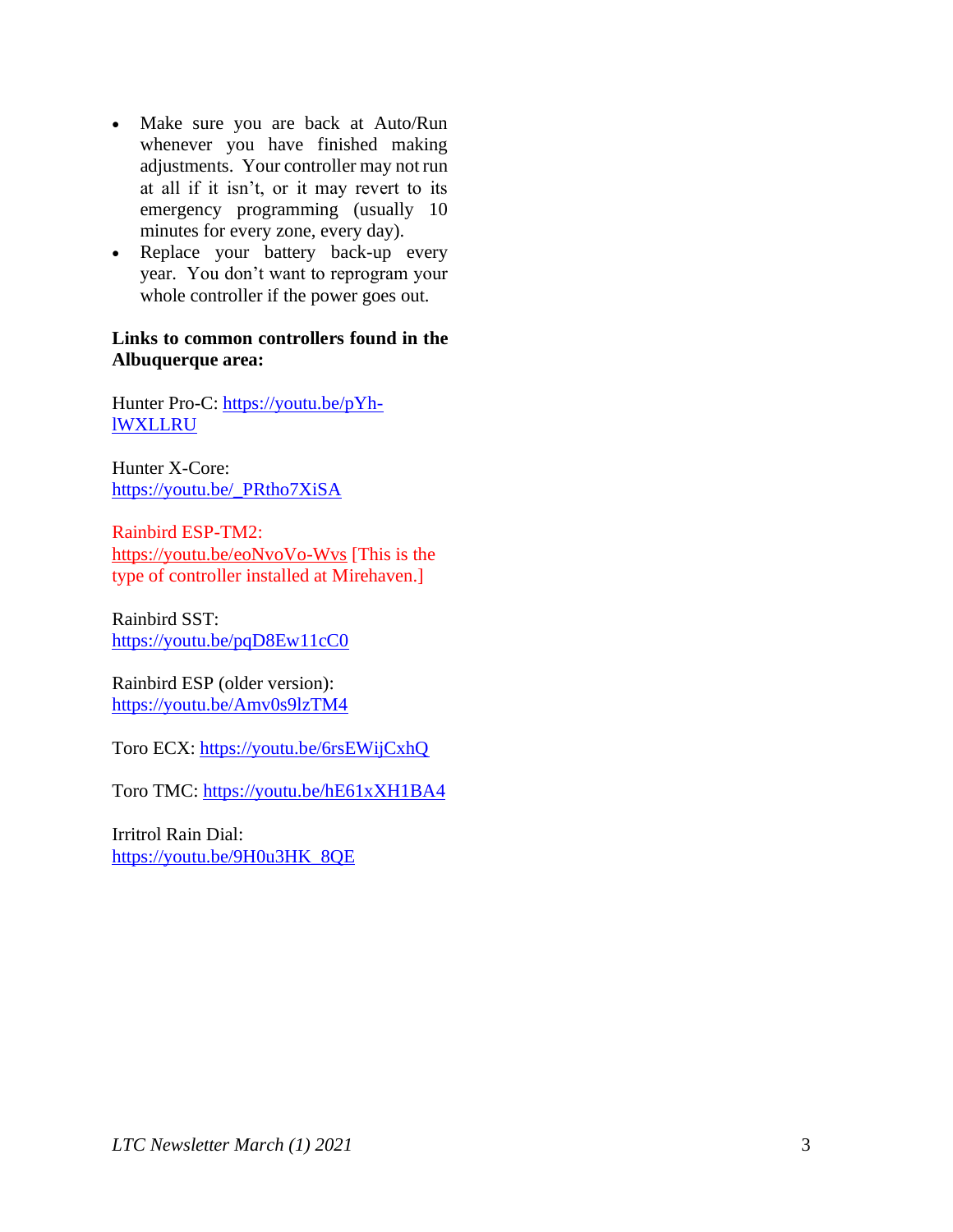- Make sure you are back at Auto/Run whenever you have finished making adjustments. Your controller may not run at all if it isn't, or it may revert to its emergency programming (usually 10 minutes for every zone, every day).
- Replace your battery back-up every year. You don't want to reprogram your whole controller if the power goes out.

**Links to common controllers found in the Albuquerque area:**

Hunter Pro-C: https://youtu.be/pYh-lWXLLRU

Hunter X-Core: https://youtu.be/_PRtho7XiSA

Rainbird ESP-TM2: https://youtu.be/eoNvoVo-Wvs [This is the type of controller installed at Mirehaven.]

Rainbird SST: https://youtu.be/pqD8Ew11cC0

Rainbird ESP (older version): https://youtu.be/Amv0s9lzTM4

Toro ECX: https://youtu.be/6rsEWijCxhQ

Toro TMC: https://youtu.be/hE61xXH1BA4

Irritrol Rain Dial: https://youtu.be/9H0u3HK_8QE